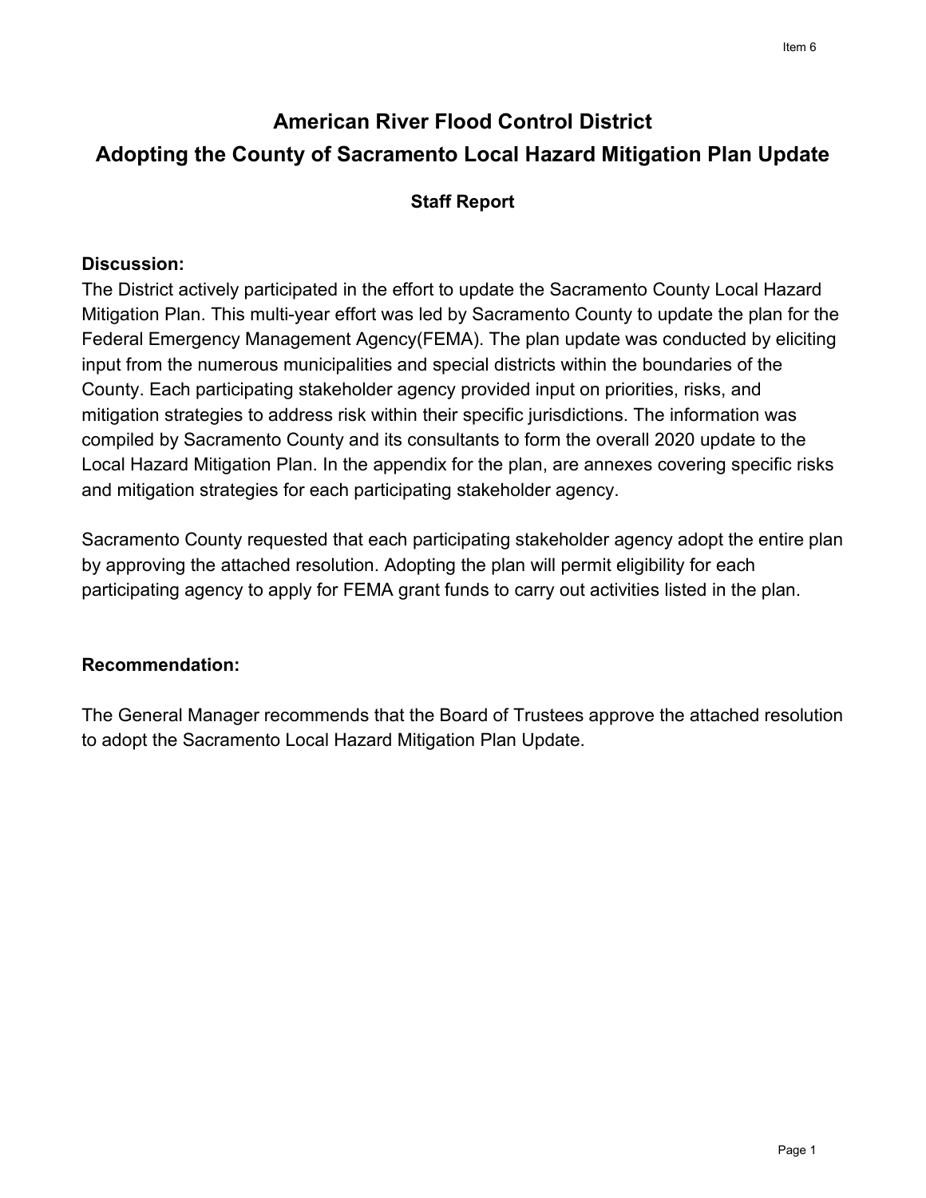# American River Flood Control District

# Adopting the County of Sacramento Local Hazard Mitigation Plan Update

### Staff Report

**Discussion:**

The District actively participated in the effort to update the Sacramento County Local Hazard Mitigation Plan. This multi-year effort was led by Sacramento County to update the plan for the Federal Emergency Management Agency(FEMA). The plan update was conducted by eliciting input from the numerous municipalities and special districts within the boundaries of the County. Each participating stakeholder agency provided input on priorities, risks, and mitigation strategies to address risk within their specific jurisdictions. The information was compiled by Sacramento County and its consultants to form the overall 2020 update to the Local Hazard Mitigation Plan. In the appendix for the plan, are annexes covering specific risks and mitigation strategies for each participating stakeholder agency.

Sacramento County requested that each participating stakeholder agency adopt the entire plan by approving the attached resolution. Adopting the plan will permit eligibility for each participating agency to apply for FEMA grant funds to carry out activities listed in the plan.

**Recommendation:**

The General Manager recommends that the Board of Trustees approve the attached resolution to adopt the Sacramento Local Hazard Mitigation Plan Update.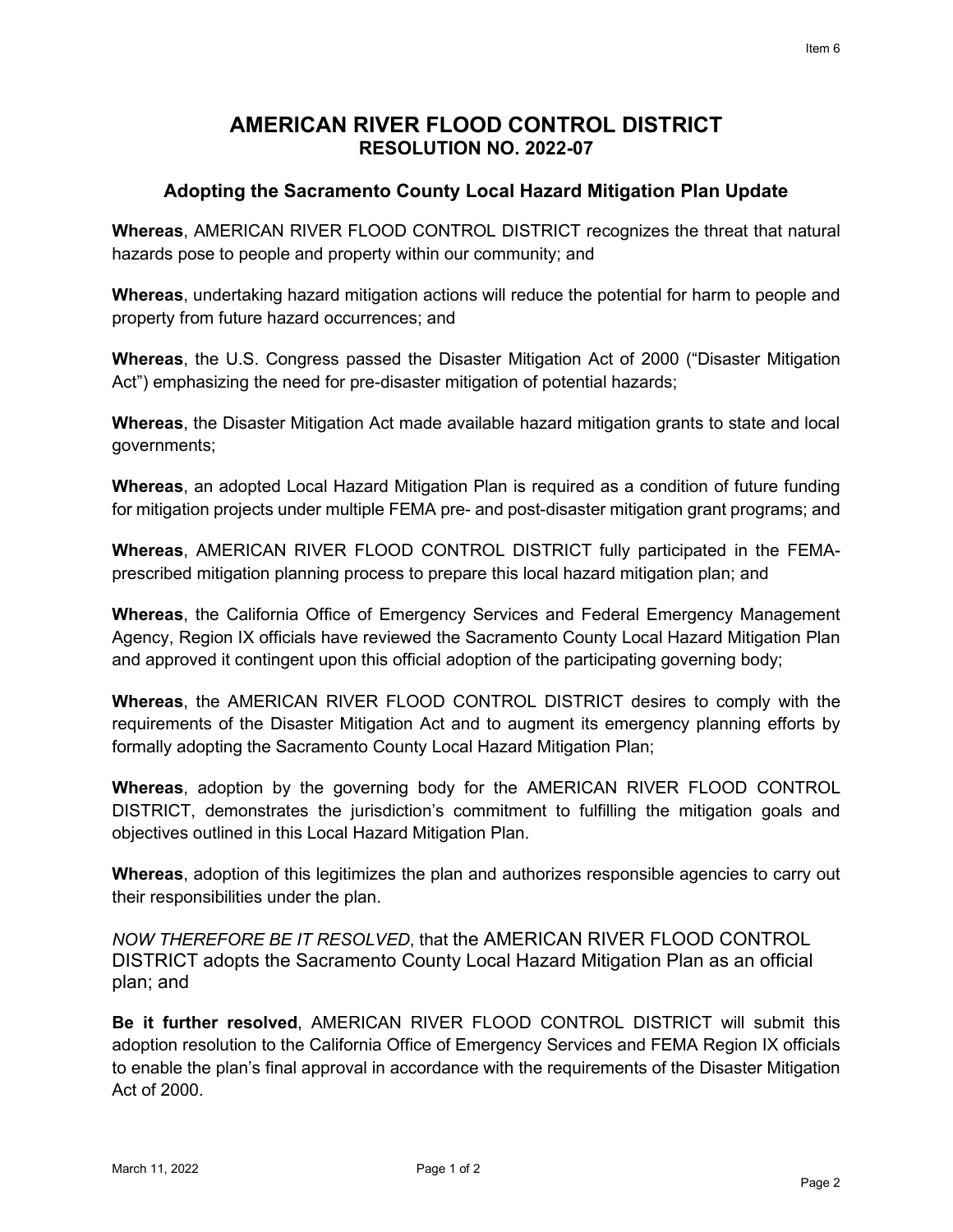# AMERICAN RIVER FLOOD CONTROL DISTRICT
## RESOLUTION NO. 2022-07

### Adopting the Sacramento County Local Hazard Mitigation Plan Update

**Whereas**, AMERICAN RIVER FLOOD CONTROL DISTRICT recognizes the threat that natural hazards pose to people and property within our community; and

**Whereas**, undertaking hazard mitigation actions will reduce the potential for harm to people and property from future hazard occurrences; and

**Whereas**, the U.S. Congress passed the Disaster Mitigation Act of 2000 ("Disaster Mitigation Act") emphasizing the need for pre-disaster mitigation of potential hazards;

**Whereas**, the Disaster Mitigation Act made available hazard mitigation grants to state and local governments;

**Whereas**, an adopted Local Hazard Mitigation Plan is required as a condition of future funding for mitigation projects under multiple FEMA pre- and post-disaster mitigation grant programs; and

**Whereas**, AMERICAN RIVER FLOOD CONTROL DISTRICT fully participated in the FEMA-prescribed mitigation planning process to prepare this local hazard mitigation plan; and

**Whereas**, the California Office of Emergency Services and Federal Emergency Management Agency, Region IX officials have reviewed the Sacramento County Local Hazard Mitigation Plan and approved it contingent upon this official adoption of the participating governing body;

**Whereas**, the AMERICAN RIVER FLOOD CONTROL DISTRICT desires to comply with the requirements of the Disaster Mitigation Act and to augment its emergency planning efforts by formally adopting the Sacramento County Local Hazard Mitigation Plan;

**Whereas**, adoption by the governing body for the AMERICAN RIVER FLOOD CONTROL DISTRICT, demonstrates the jurisdiction's commitment to fulfilling the mitigation goals and objectives outlined in this Local Hazard Mitigation Plan.

**Whereas**, adoption of this legitimizes the plan and authorizes responsible agencies to carry out their responsibilities under the plan.

*NOW THEREFORE BE IT RESOLVED*, that the AMERICAN RIVER FLOOD CONTROL DISTRICT adopts the Sacramento County Local Hazard Mitigation Plan as an official plan; and

**Be it further resolved**, AMERICAN RIVER FLOOD CONTROL DISTRICT will submit this adoption resolution to the California Office of Emergency Services and FEMA Region IX officials to enable the plan's final approval in accordance with the requirements of the Disaster Mitigation Act of 2000.

March 11, 2022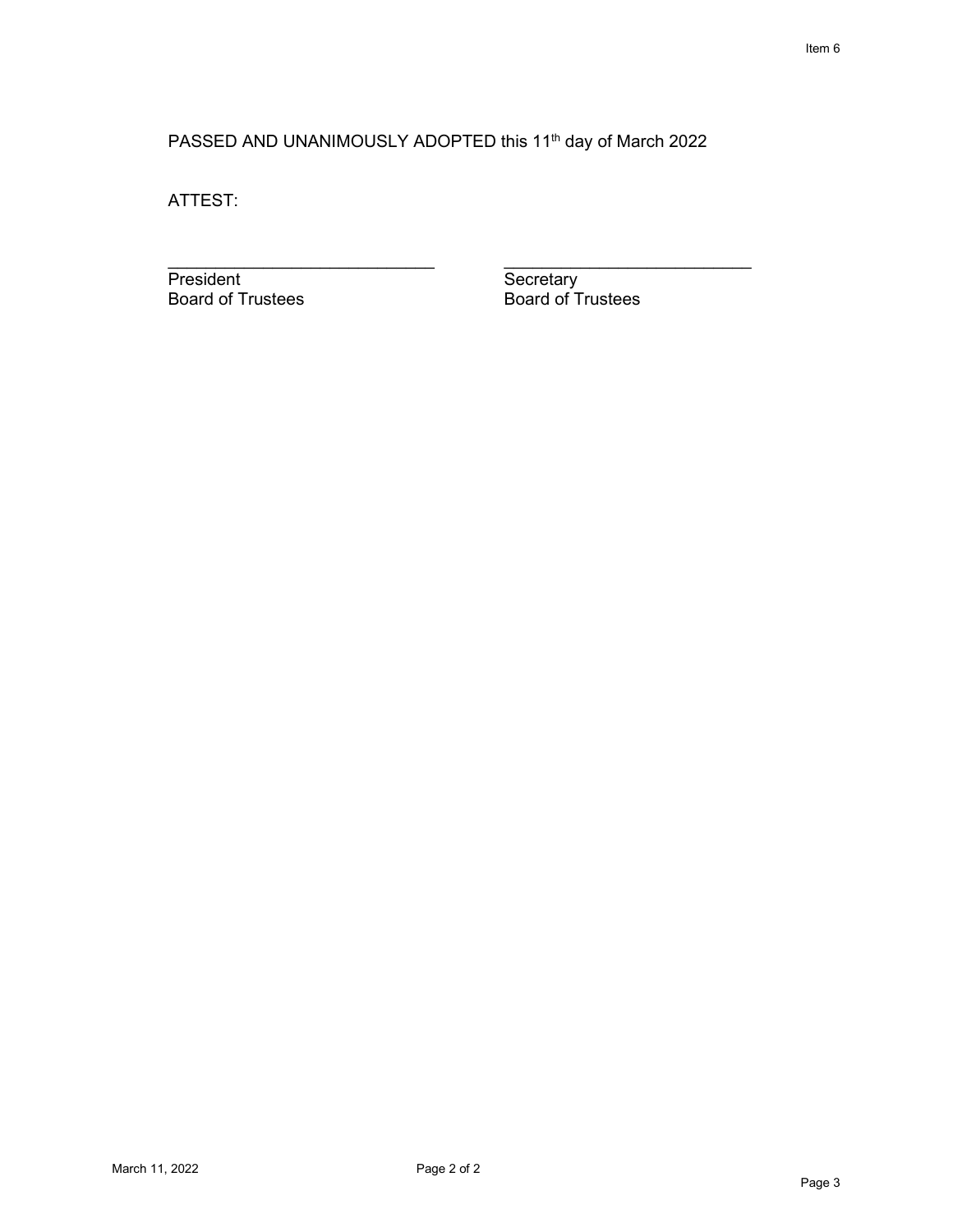PASSED AND UNANIMOUSLY ADOPTED this 11th day of March 2022

ATTEST:

| | |
|---|---|
| \_\_\_\_\_\_\_\_\_\_\_\_\_\_\_\_\_\_\_\_\_\_\_\_\_\_\_\_ | \_\_\_\_\_\_\_\_\_\_\_\_\_\_\_\_\_\_\_\_\_\_\_\_\_\_ |
| President | Secretary |
| Board of Trustees | Board of Trustees |